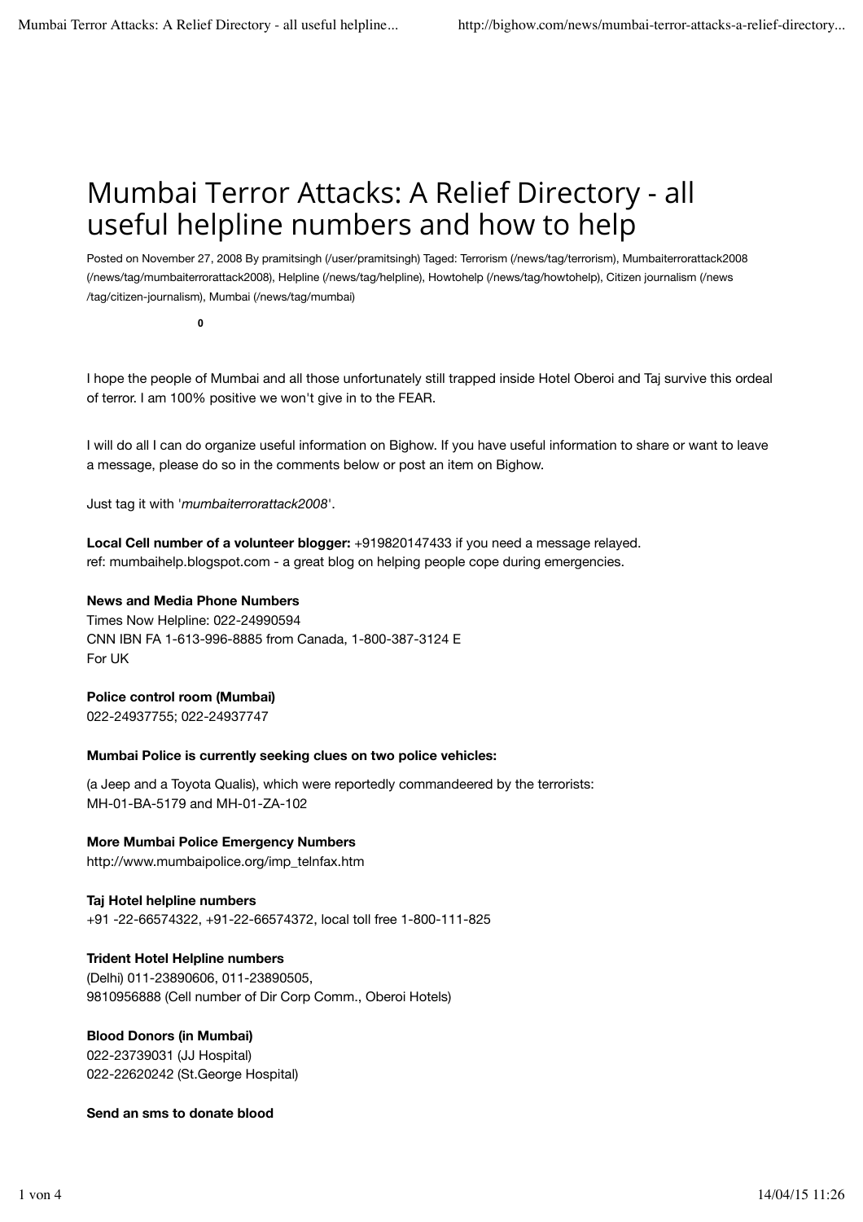# Mumbai Terror Attacks: A Relief Directory - all useful helpline numbers and how to help

Posted on November 27, 2008 By pramitsingh (/user/pramitsingh) Taged: Terrorism (/news/tag/terrorism), Mumbaiterrorattack2008 (/news/tag/mumbaiterrorattack2008), Helpline (/news/tag/helpline), Howtohelp (/news/tag/howtohelp), Citizen journalism (/news /tag/citizen-journalism), Mumbai (/news/tag/mumbai)

**0**

I hope the people of Mumbai and all those unfortunately still trapped inside Hotel Oberoi and Taj survive this ordeal of terror. I am 100% positive we won't give in to the FEAR.

I will do all I can do organize useful information on Bighow. If you have useful information to share or want to leave a message, please do so in the comments below or post an item on Bighow.

Just tag it with '*mumbaiterrorattack2008*'.

**Local Cell number of a volunteer blogger:** +919820147433 if you need a message relayed.
ref: mumbaihelp.blogspot.com - a great blog on helping people cope during emergencies.

**News and Media Phone Numbers**
Times Now Helpline: 022-24990594
CNN IBN FA 1-613-996-8885 from Canada, 1-800-387-3124 E
For UK

**Police control room (Mumbai)**
022-24937755; 022-24937747

**Mumbai Police is currently seeking clues on two police vehicles:**

(a Jeep and a Toyota Qualis), which were reportedly commandeered by the terrorists:
MH-01-BA-5179 and MH-01-ZA-102

**More Mumbai Police Emergency Numbers**
http://www.mumbaipolice.org/imp_telnfax.htm

**Taj Hotel helpline numbers**
+91 -22-66574322, +91-22-66574372, local toll free 1-800-111-825

**Trident Hotel Helpline numbers**
(Delhi) 011-23890606, 011-23890505,
9810956888 (Cell number of Dir Corp Comm., Oberoi Hotels)

**Blood Donors (in Mumbai)**
022-23739031 (JJ Hospital)
022-22620242 (St.George Hospital)

**Send an sms to donate blood**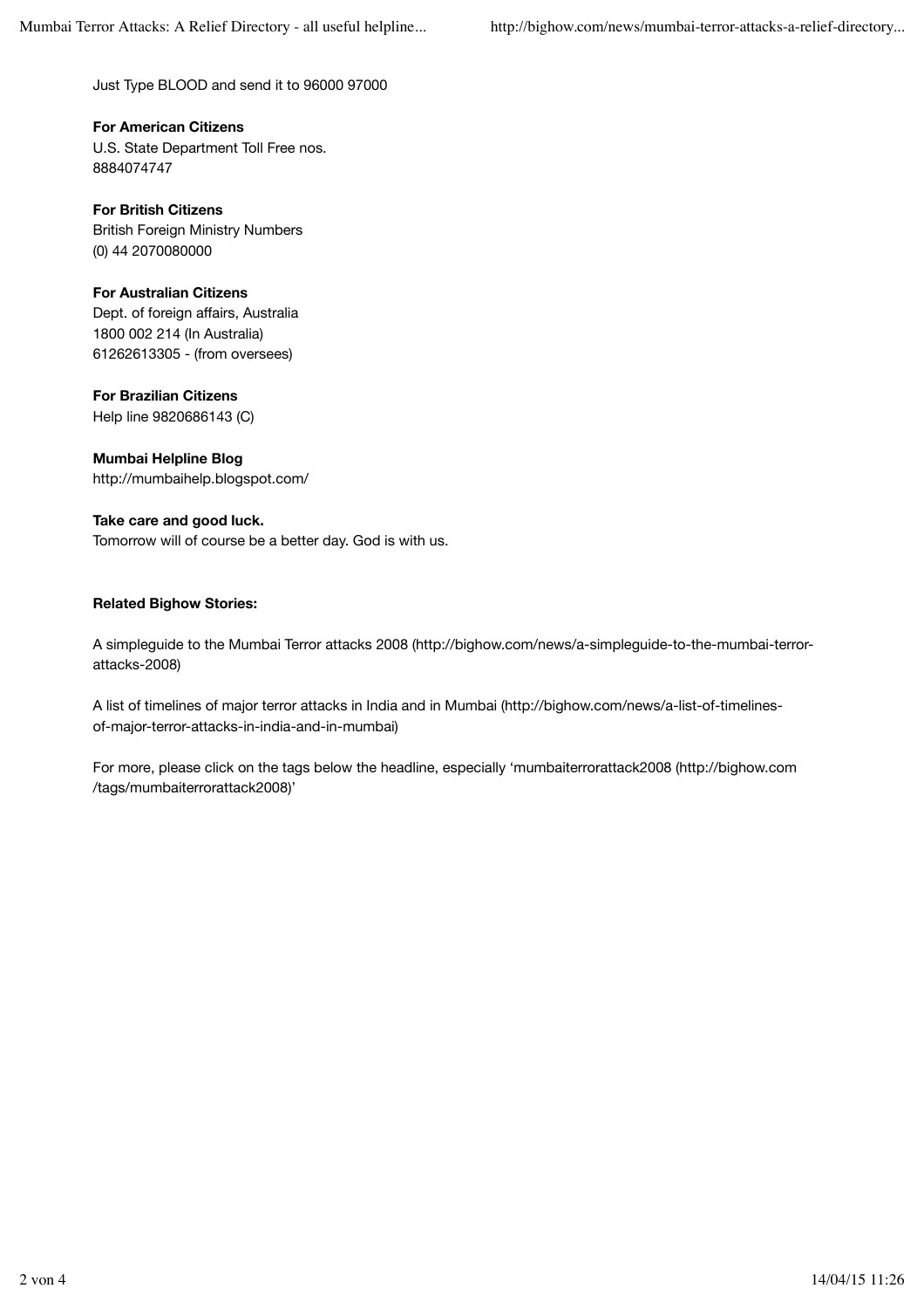Just Type BLOOD and send it to 96000 97000

**For American Citizens**
U.S. State Department Toll Free nos.
8884074747

**For British Citizens**
British Foreign Ministry Numbers
(0) 44 2070080000

**For Australian Citizens**
Dept. of foreign affairs, Australia
1800 002 214 (In Australia)
61262613305 - (from oversees)

**For Brazilian Citizens**
Help line 9820686143 (C)

**Mumbai Helpline Blog**
http://mumbaihelp.blogspot.com/

**Take care and good luck.**
Tomorrow will of course be a better day. God is with us.

**Related Bighow Stories:**

A simpleguide to the Mumbai Terror attacks 2008 (http://bighow.com/news/a-simpleguide-to-the-mumbai-terror-attacks-2008)

A list of timelines of major terror attacks in India and in Mumbai (http://bighow.com/news/a-list-of-timelines-of-major-terror-attacks-in-india-and-in-mumbai)

For more, please click on the tags below the headline, especially 'mumbaiterrorattack2008 (http://bighow.com/tags/mumbaiterrorattack2008)'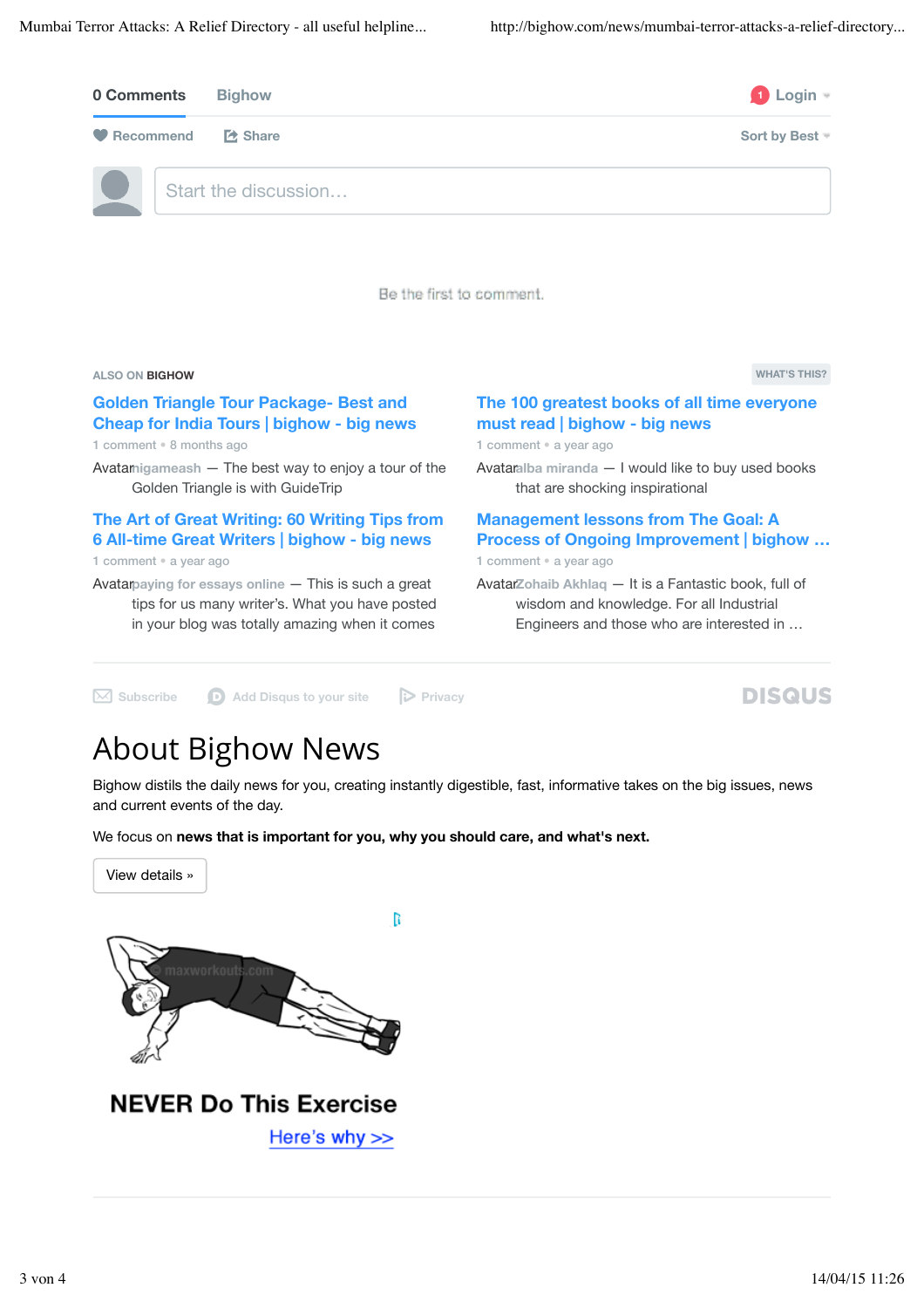0 Comments Bighow

Login

Recommend Share Sort by Best

Start the discussion…

Be the first to comment.

ALSO ON BIGHOW

WHAT'S THIS?

**Golden Triangle Tour Package- Best and Cheap for India Tours | bighow - big news**

1 comment • 8 months ago

Avatar nigameash — The best way to enjoy a tour of the Golden Triangle is with GuideTrip

**The 100 greatest books of all time everyone must read | bighow - big news**

1 comment • a year ago

Avatar alba miranda — I would like to buy used books that are shocking inspirational

**The Art of Great Writing: 60 Writing Tips from 6 All-time Great Writers | bighow - big news**

1 comment • a year ago

Avatar paying for essays online — This is such a great tips for us many writer's. What you have posted in your blog was totally amazing when it comes

**Management lessons from The Goal: A Process of Ongoing Improvement | bighow …**

1 comment • a year ago

Avatar Zohaib Akhlaq — It is a Fantastic book, full of wisdom and knowledge. For all Industrial Engineers and those who are interested in …

Subscribe Add Disqus to your site Privacy DISQUS

# About Bighow News

Bighow distils the daily news for you, creating instantly digestible, fast, informative takes on the big issues, news and current events of the day.

We focus on **news that is important for you, why you should care, and what's next.**

View details »

**NEVER Do This Exercise**

Here's why >>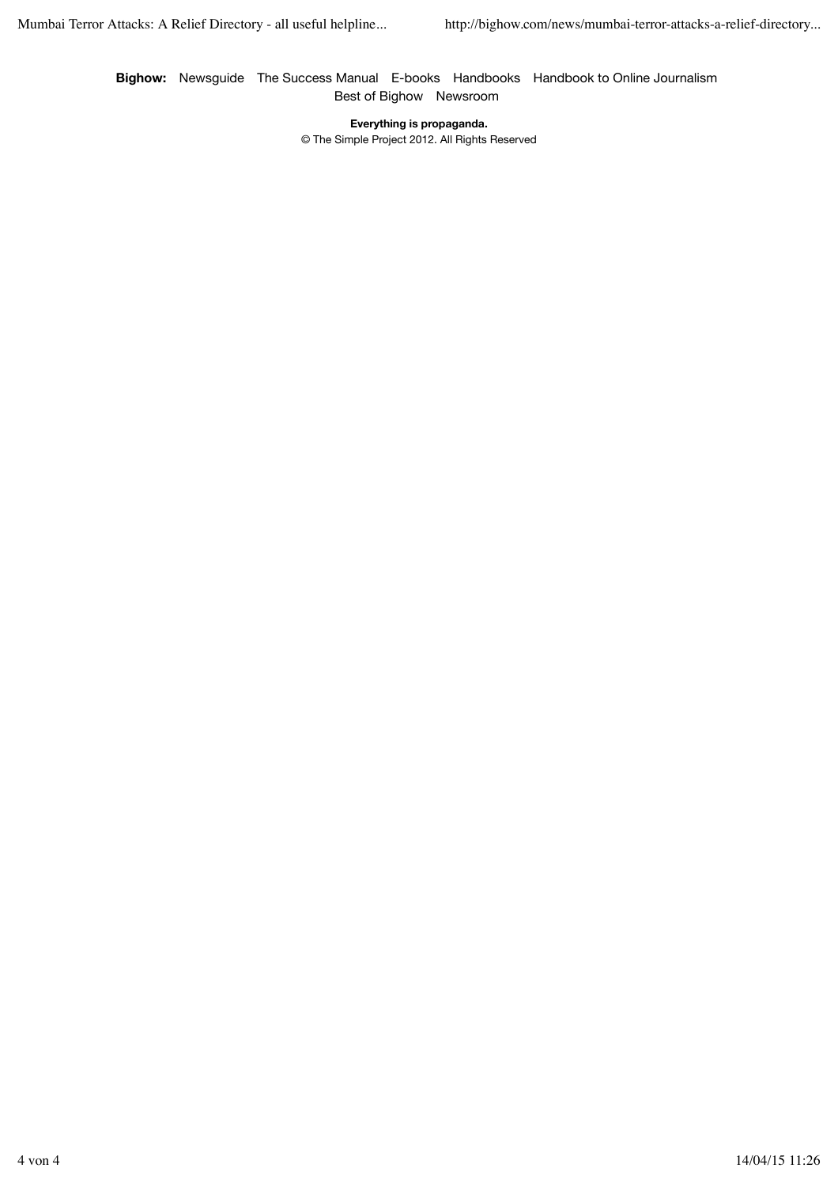**Bighow:** Newsguide The Success Manual E-books Handbooks Handbook to Online Journalism Best of Bighow Newsroom

**Everything is propaganda.**

© The Simple Project 2012. All Rights Reserved